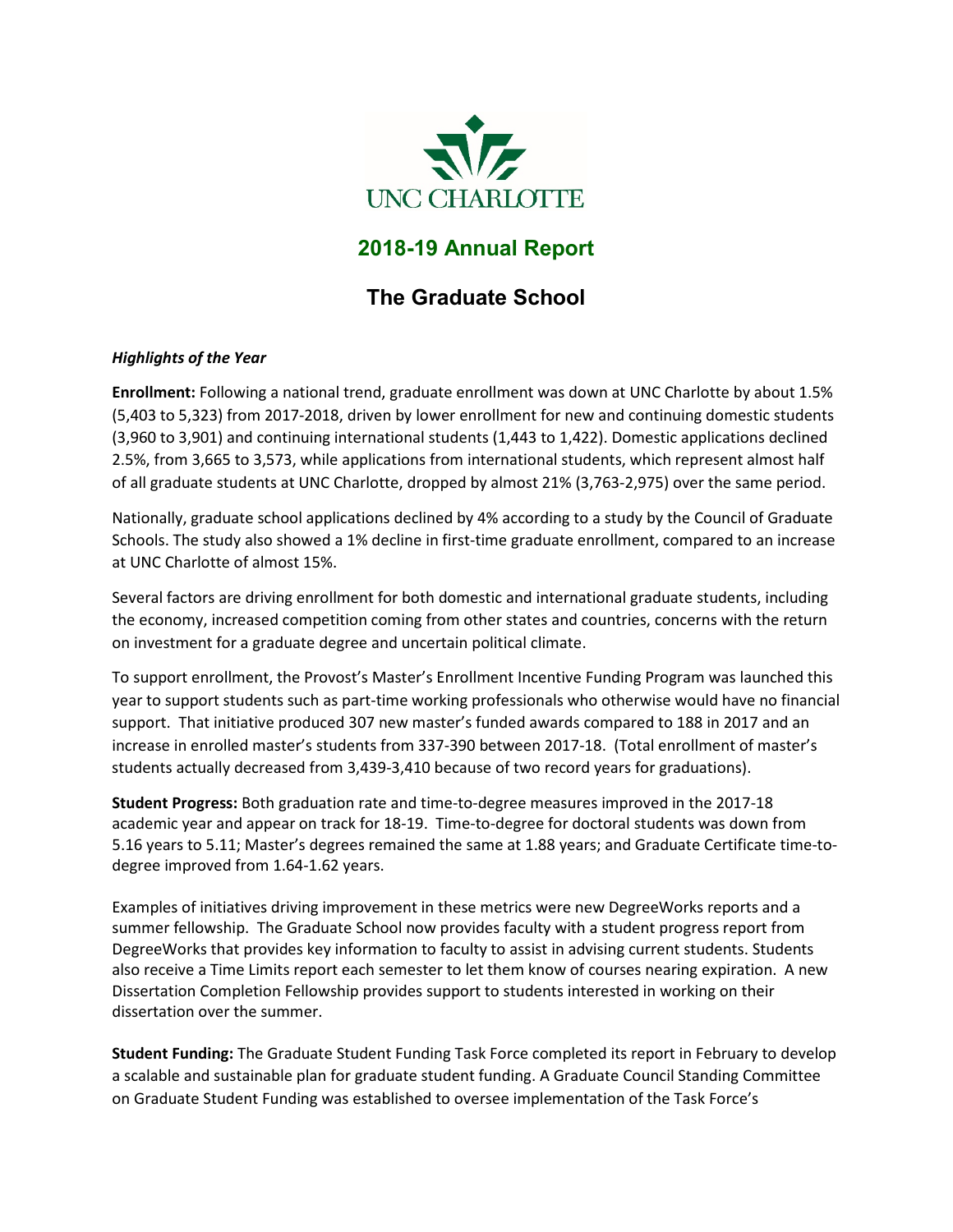UNC CHARLOTTE

# 2018-19 Annual Report

## The Graduate School

***Highlights of the Year***

**Enrollment:** Following a national trend, graduate enrollment was down at UNC Charlotte by about 1.5% (5,403 to 5,323) from 2017-2018, driven by lower enrollment for new and continuing domestic students (3,960 to 3,901) and continuing international students (1,443 to 1,422). Domestic applications declined 2.5%, from 3,665 to 3,573, while applications from international students, which represent almost half of all graduate students at UNC Charlotte, dropped by almost 21% (3,763-2,975) over the same period.

Nationally, graduate school applications declined by 4% according to a study by the Council of Graduate Schools. The study also showed a 1% decline in first-time graduate enrollment, compared to an increase at UNC Charlotte of almost 15%.

Several factors are driving enrollment for both domestic and international graduate students, including the economy, increased competition coming from other states and countries, concerns with the return on investment for a graduate degree and uncertain political climate.

To support enrollment, the Provost's Master's Enrollment Incentive Funding Program was launched this year to support students such as part-time working professionals who otherwise would have no financial support. That initiative produced 307 new master's funded awards compared to 188 in 2017 and an increase in enrolled master's students from 337-390 between 2017-18. (Total enrollment of master's students actually decreased from 3,439-3,410 because of two record years for graduations).

**Student Progress:** Both graduation rate and time-to-degree measures improved in the 2017-18 academic year and appear on track for 18-19. Time-to-degree for doctoral students was down from 5.16 years to 5.11; Master's degrees remained the same at 1.88 years; and Graduate Certificate time-to-degree improved from 1.64-1.62 years.

Examples of initiatives driving improvement in these metrics were new DegreeWorks reports and a summer fellowship. The Graduate School now provides faculty with a student progress report from DegreeWorks that provides key information to faculty to assist in advising current students. Students also receive a Time Limits report each semester to let them know of courses nearing expiration. A new Dissertation Completion Fellowship provides support to students interested in working on their dissertation over the summer.

**Student Funding:** The Graduate Student Funding Task Force completed its report in February to develop a scalable and sustainable plan for graduate student funding. A Graduate Council Standing Committee on Graduate Student Funding was established to oversee implementation of the Task Force's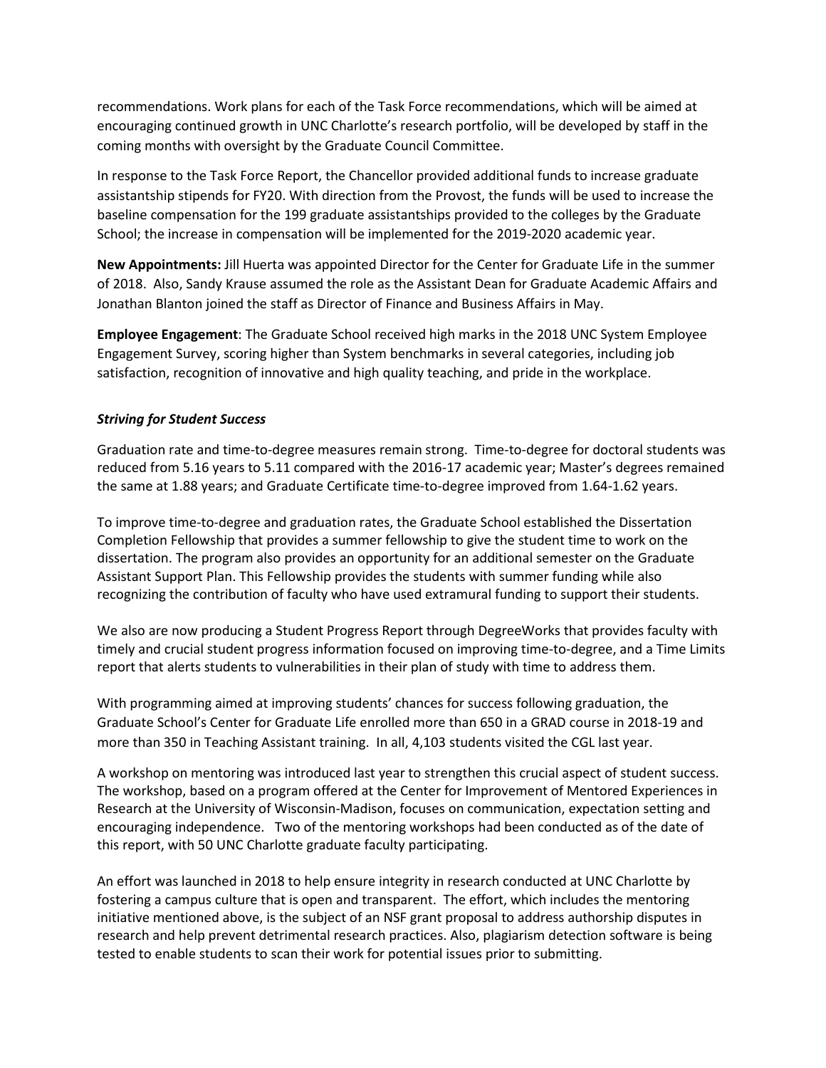recommendations. Work plans for each of the Task Force recommendations, which will be aimed at encouraging continued growth in UNC Charlotte's research portfolio, will be developed by staff in the coming months with oversight by the Graduate Council Committee.

In response to the Task Force Report, the Chancellor provided additional funds to increase graduate assistantship stipends for FY20. With direction from the Provost, the funds will be used to increase the baseline compensation for the 199 graduate assistantships provided to the colleges by the Graduate School; the increase in compensation will be implemented for the 2019-2020 academic year.

**New Appointments:** Jill Huerta was appointed Director for the Center for Graduate Life in the summer of 2018. Also, Sandy Krause assumed the role as the Assistant Dean for Graduate Academic Affairs and Jonathan Blanton joined the staff as Director of Finance and Business Affairs in May.

**Employee Engagement**: The Graduate School received high marks in the 2018 UNC System Employee Engagement Survey, scoring higher than System benchmarks in several categories, including job satisfaction, recognition of innovative and high quality teaching, and pride in the workplace.

***Striving for Student Success***

Graduation rate and time-to-degree measures remain strong. Time-to-degree for doctoral students was reduced from 5.16 years to 5.11 compared with the 2016-17 academic year; Master's degrees remained the same at 1.88 years; and Graduate Certificate time-to-degree improved from 1.64-1.62 years.

To improve time-to-degree and graduation rates, the Graduate School established the Dissertation Completion Fellowship that provides a summer fellowship to give the student time to work on the dissertation. The program also provides an opportunity for an additional semester on the Graduate Assistant Support Plan. This Fellowship provides the students with summer funding while also recognizing the contribution of faculty who have used extramural funding to support their students.

We also are now producing a Student Progress Report through DegreeWorks that provides faculty with timely and crucial student progress information focused on improving time-to-degree, and a Time Limits report that alerts students to vulnerabilities in their plan of study with time to address them.

With programming aimed at improving students' chances for success following graduation, the Graduate School's Center for Graduate Life enrolled more than 650 in a GRAD course in 2018-19 and more than 350 in Teaching Assistant training. In all, 4,103 students visited the CGL last year.

A workshop on mentoring was introduced last year to strengthen this crucial aspect of student success. The workshop, based on a program offered at the Center for Improvement of Mentored Experiences in Research at the University of Wisconsin-Madison, focuses on communication, expectation setting and encouraging independence. Two of the mentoring workshops had been conducted as of the date of this report, with 50 UNC Charlotte graduate faculty participating.

An effort was launched in 2018 to help ensure integrity in research conducted at UNC Charlotte by fostering a campus culture that is open and transparent. The effort, which includes the mentoring initiative mentioned above, is the subject of an NSF grant proposal to address authorship disputes in research and help prevent detrimental research practices. Also, plagiarism detection software is being tested to enable students to scan their work for potential issues prior to submitting.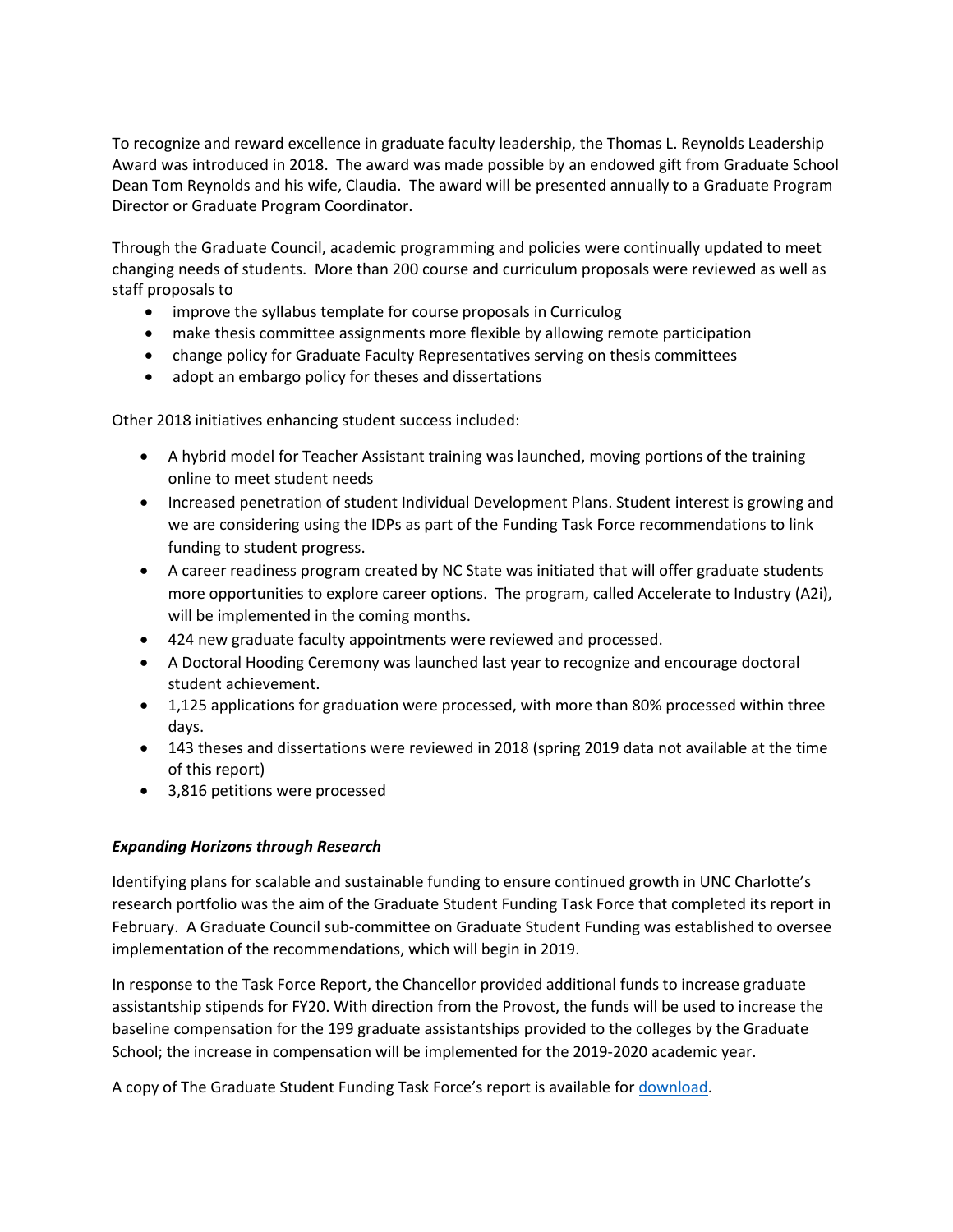To recognize and reward excellence in graduate faculty leadership, the Thomas L. Reynolds Leadership Award was introduced in 2018. The award was made possible by an endowed gift from Graduate School Dean Tom Reynolds and his wife, Claudia. The award will be presented annually to a Graduate Program Director or Graduate Program Coordinator.

Through the Graduate Council, academic programming and policies were continually updated to meet changing needs of students. More than 200 course and curriculum proposals were reviewed as well as staff proposals to

- improve the syllabus template for course proposals in Curriculog
- make thesis committee assignments more flexible by allowing remote participation
- change policy for Graduate Faculty Representatives serving on thesis committees
- adopt an embargo policy for theses and dissertations

Other 2018 initiatives enhancing student success included:

- A hybrid model for Teacher Assistant training was launched, moving portions of the training online to meet student needs
- Increased penetration of student Individual Development Plans. Student interest is growing and we are considering using the IDPs as part of the Funding Task Force recommendations to link funding to student progress.
- A career readiness program created by NC State was initiated that will offer graduate students more opportunities to explore career options. The program, called Accelerate to Industry (A2i), will be implemented in the coming months.
- 424 new graduate faculty appointments were reviewed and processed.
- A Doctoral Hooding Ceremony was launched last year to recognize and encourage doctoral student achievement.
- 1,125 applications for graduation were processed, with more than 80% processed within three days.
- 143 theses and dissertations were reviewed in 2018 (spring 2019 data not available at the time of this report)
- 3,816 petitions were processed

***Expanding Horizons through Research***

Identifying plans for scalable and sustainable funding to ensure continued growth in UNC Charlotte's research portfolio was the aim of the Graduate Student Funding Task Force that completed its report in February. A Graduate Council sub-committee on Graduate Student Funding was established to oversee implementation of the recommendations, which will begin in 2019.

In response to the Task Force Report, the Chancellor provided additional funds to increase graduate assistantship stipends for FY20. With direction from the Provost, the funds will be used to increase the baseline compensation for the 199 graduate assistantships provided to the colleges by the Graduate School; the increase in compensation will be implemented for the 2019-2020 academic year.

A copy of The Graduate Student Funding Task Force's report is available for download.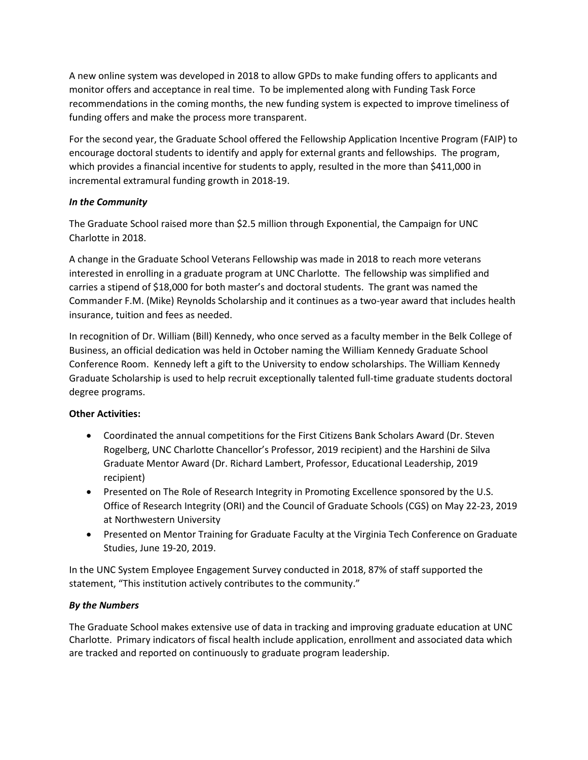A new online system was developed in 2018 to allow GPDs to make funding offers to applicants and monitor offers and acceptance in real time. To be implemented along with Funding Task Force recommendations in the coming months, the new funding system is expected to improve timeliness of funding offers and make the process more transparent.

For the second year, the Graduate School offered the Fellowship Application Incentive Program (FAIP) to encourage doctoral students to identify and apply for external grants and fellowships. The program, which provides a financial incentive for students to apply, resulted in the more than $411,000 in incremental extramural funding growth in 2018-19.

### *In the Community*

The Graduate School raised more than $2.5 million through Exponential, the Campaign for UNC Charlotte in 2018.

A change in the Graduate School Veterans Fellowship was made in 2018 to reach more veterans interested in enrolling in a graduate program at UNC Charlotte. The fellowship was simplified and carries a stipend of $18,000 for both master's and doctoral students. The grant was named the Commander F.M. (Mike) Reynolds Scholarship and it continues as a two-year award that includes health insurance, tuition and fees as needed.

In recognition of Dr. William (Bill) Kennedy, who once served as a faculty member in the Belk College of Business, an official dedication was held in October naming the William Kennedy Graduate School Conference Room. Kennedy left a gift to the University to endow scholarships. The William Kennedy Graduate Scholarship is used to help recruit exceptionally talented full-time graduate students doctoral degree programs.

**Other Activities:**

- Coordinated the annual competitions for the First Citizens Bank Scholars Award (Dr. Steven Rogelberg, UNC Charlotte Chancellor's Professor, 2019 recipient) and the Harshini de Silva Graduate Mentor Award (Dr. Richard Lambert, Professor, Educational Leadership, 2019 recipient)
- Presented on The Role of Research Integrity in Promoting Excellence sponsored by the U.S. Office of Research Integrity (ORI) and the Council of Graduate Schools (CGS) on May 22-23, 2019 at Northwestern University
- Presented on Mentor Training for Graduate Faculty at the Virginia Tech Conference on Graduate Studies, June 19-20, 2019.

In the UNC System Employee Engagement Survey conducted in 2018, 87% of staff supported the statement, "This institution actively contributes to the community."

### *By the Numbers*

The Graduate School makes extensive use of data in tracking and improving graduate education at UNC Charlotte. Primary indicators of fiscal health include application, enrollment and associated data which are tracked and reported on continuously to graduate program leadership.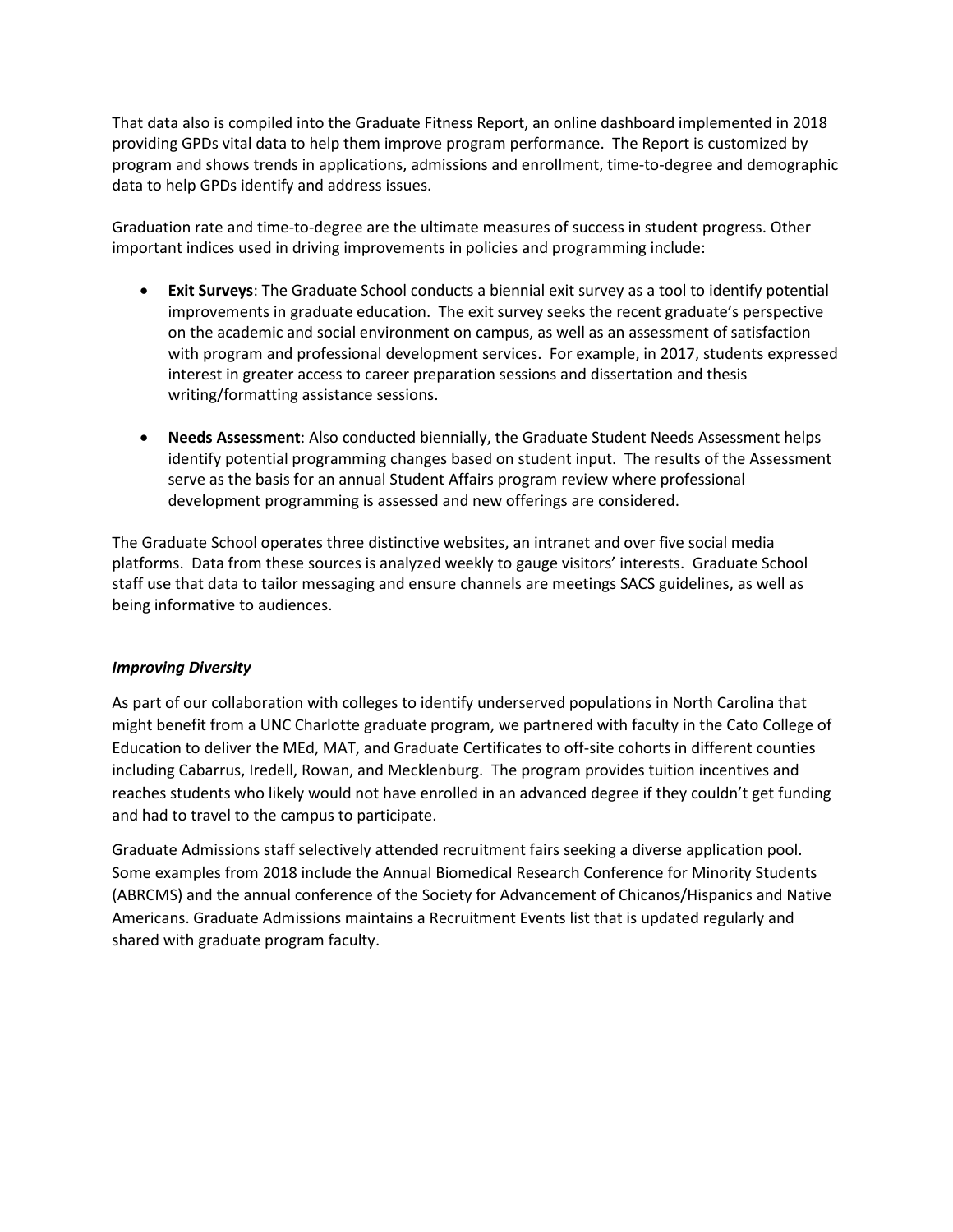That data also is compiled into the Graduate Fitness Report, an online dashboard implemented in 2018 providing GPDs vital data to help them improve program performance. The Report is customized by program and shows trends in applications, admissions and enrollment, time-to-degree and demographic data to help GPDs identify and address issues.

Graduation rate and time-to-degree are the ultimate measures of success in student progress. Other important indices used in driving improvements in policies and programming include:

- **Exit Surveys**: The Graduate School conducts a biennial exit survey as a tool to identify potential improvements in graduate education. The exit survey seeks the recent graduate's perspective on the academic and social environment on campus, as well as an assessment of satisfaction with program and professional development services. For example, in 2017, students expressed interest in greater access to career preparation sessions and dissertation and thesis writing/formatting assistance sessions.

- **Needs Assessment**: Also conducted biennially, the Graduate Student Needs Assessment helps identify potential programming changes based on student input. The results of the Assessment serve as the basis for an annual Student Affairs program review where professional development programming is assessed and new offerings are considered.

The Graduate School operates three distinctive websites, an intranet and over five social media platforms. Data from these sources is analyzed weekly to gauge visitors' interests. Graduate School staff use that data to tailor messaging and ensure channels are meetings SACS guidelines, as well as being informative to audiences.

### *Improving Diversity*

As part of our collaboration with colleges to identify underserved populations in North Carolina that might benefit from a UNC Charlotte graduate program, we partnered with faculty in the Cato College of Education to deliver the MEd, MAT, and Graduate Certificates to off-site cohorts in different counties including Cabarrus, Iredell, Rowan, and Mecklenburg. The program provides tuition incentives and reaches students who likely would not have enrolled in an advanced degree if they couldn't get funding and had to travel to the campus to participate.

Graduate Admissions staff selectively attended recruitment fairs seeking a diverse application pool. Some examples from 2018 include the Annual Biomedical Research Conference for Minority Students (ABRCMS) and the annual conference of the Society for Advancement of Chicanos/Hispanics and Native Americans. Graduate Admissions maintains a Recruitment Events list that is updated regularly and shared with graduate program faculty.